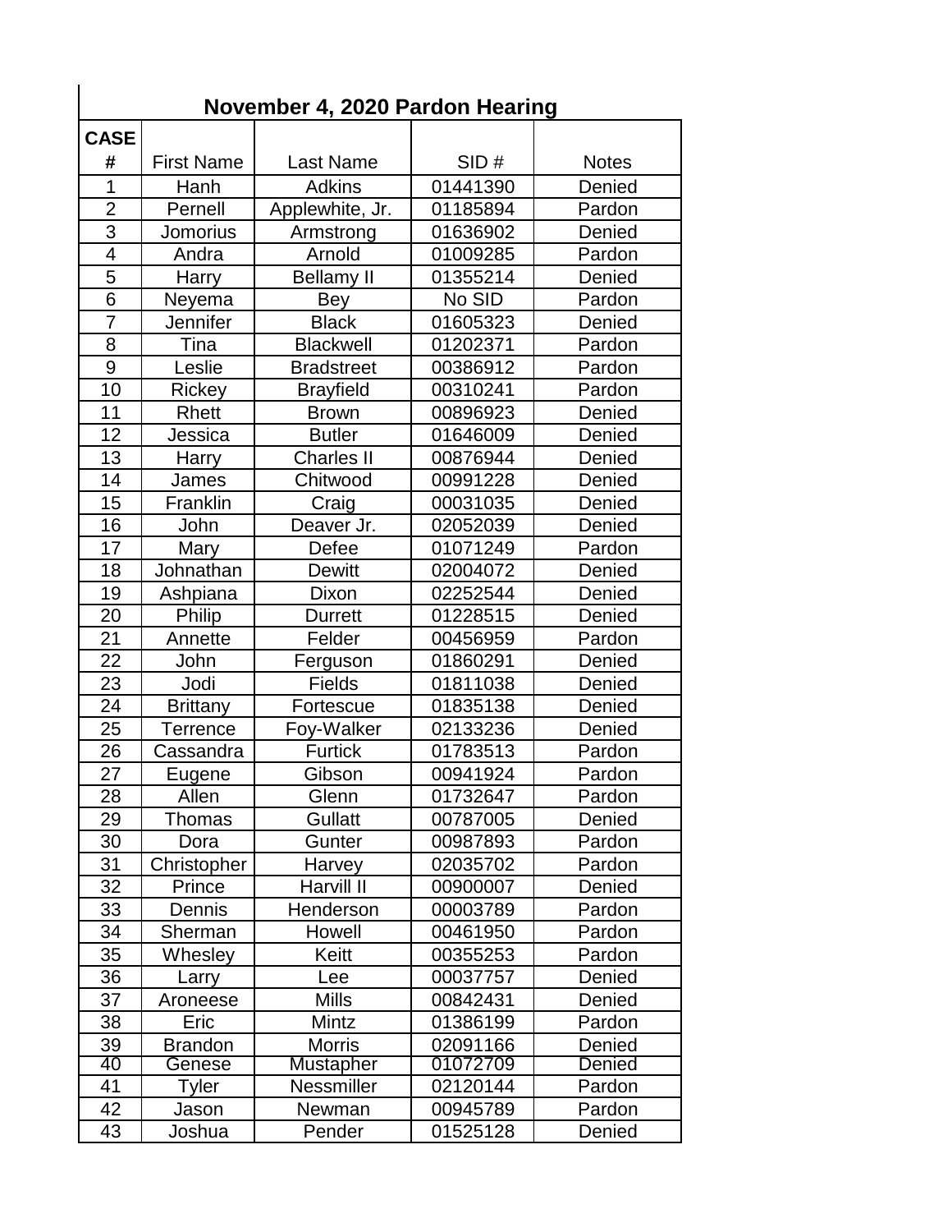# November 4, 2020 Pardon Hearing

| CASE # | First Name | Last Name | SID # | Notes |
|---|---|---|---|---|
| 1 | Hanh | Adkins | 01441390 | Denied |
| 2 | Pernell | Applewhite, Jr. | 01185894 | Pardon |
| 3 | Jomorius | Armstrong | 01636902 | Denied |
| 4 | Andra | Arnold | 01009285 | Pardon |
| 5 | Harry | Bellamy II | 01355214 | Denied |
| 6 | Neyema | Bey | No SID | Pardon |
| 7 | Jennifer | Black | 01605323 | Denied |
| 8 | Tina | Blackwell | 01202371 | Pardon |
| 9 | Leslie | Bradstreet | 00386912 | Pardon |
| 10 | Rickey | Brayfield | 00310241 | Pardon |
| 11 | Rhett | Brown | 00896923 | Denied |
| 12 | Jessica | Butler | 01646009 | Denied |
| 13 | Harry | Charles II | 00876944 | Denied |
| 14 | James | Chitwood | 00991228 | Denied |
| 15 | Franklin | Craig | 00031035 | Denied |
| 16 | John | Deaver Jr. | 02052039 | Denied |
| 17 | Mary | Defee | 01071249 | Pardon |
| 18 | Johnathan | Dewitt | 02004072 | Denied |
| 19 | Ashpiana | Dixon | 02252544 | Denied |
| 20 | Philip | Durrett | 01228515 | Denied |
| 21 | Annette | Felder | 00456959 | Pardon |
| 22 | John | Ferguson | 01860291 | Denied |
| 23 | Jodi | Fields | 01811038 | Denied |
| 24 | Brittany | Fortescue | 01835138 | Denied |
| 25 | Terrence | Foy-Walker | 02133236 | Denied |
| 26 | Cassandra | Furtick | 01783513 | Pardon |
| 27 | Eugene | Gibson | 00941924 | Pardon |
| 28 | Allen | Glenn | 01732647 | Pardon |
| 29 | Thomas | Gullatt | 00787005 | Denied |
| 30 | Dora | Gunter | 00987893 | Pardon |
| 31 | Christopher | Harvey | 02035702 | Pardon |
| 32 | Prince | Harvill II | 00900007 | Denied |
| 33 | Dennis | Henderson | 00003789 | Pardon |
| 34 | Sherman | Howell | 00461950 | Pardon |
| 35 | Whesley | Keitt | 00355253 | Pardon |
| 36 | Larry | Lee | 00037757 | Denied |
| 37 | Aroneese | Mills | 00842431 | Denied |
| 38 | Eric | Mintz | 01386199 | Pardon |
| 39 | Brandon | Morris | 02091166 | Denied |
| 40 | Genese | Mustapher | 01072709 | Denied |
| 41 | Tyler | Nessmiller | 02120144 | Pardon |
| 42 | Jason | Newman | 00945789 | Pardon |
| 43 | Joshua | Pender | 01525128 | Denied |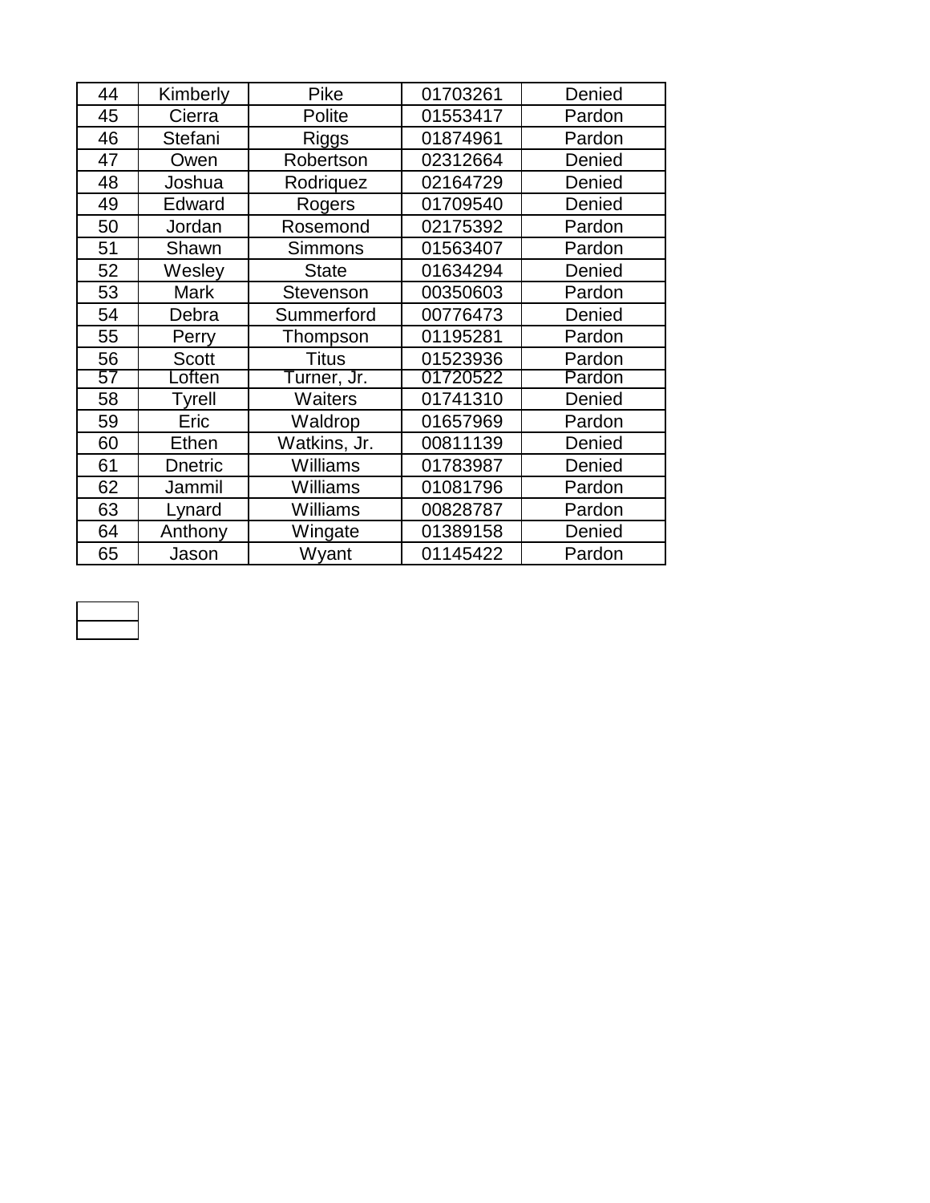| | | | | |
|---|---|---|---|---|
| 44 | Kimberly | Pike | 01703261 | Denied |
| 45 | Cierra | Polite | 01553417 | Pardon |
| 46 | Stefani | Riggs | 01874961 | Pardon |
| 47 | Owen | Robertson | 02312664 | Denied |
| 48 | Joshua | Rodriquez | 02164729 | Denied |
| 49 | Edward | Rogers | 01709540 | Denied |
| 50 | Jordan | Rosemond | 02175392 | Pardon |
| 51 | Shawn | Simmons | 01563407 | Pardon |
| 52 | Wesley | State | 01634294 | Denied |
| 53 | Mark | Stevenson | 00350603 | Pardon |
| 54 | Debra | Summerford | 00776473 | Denied |
| 55 | Perry | Thompson | 01195281 | Pardon |
| 56 | Scott | Titus | 01523936 | Pardon |
| 57 | Loften | Turner, Jr. | 01720522 | Pardon |
| 58 | Tyrell | Waiters | 01741310 | Denied |
| 59 | Eric | Waldrop | 01657969 | Pardon |
| 60 | Ethen | Watkins, Jr. | 00811139 | Denied |
| 61 | Dnetric | Williams | 01783987 | Denied |
| 62 | Jammil | Williams | 01081796 | Pardon |
| 63 | Lynard | Williams | 00828787 | Pardon |
| 64 | Anthony | Wingate | 01389158 | Denied |
| 65 | Jason | Wyant | 01145422 | Pardon |